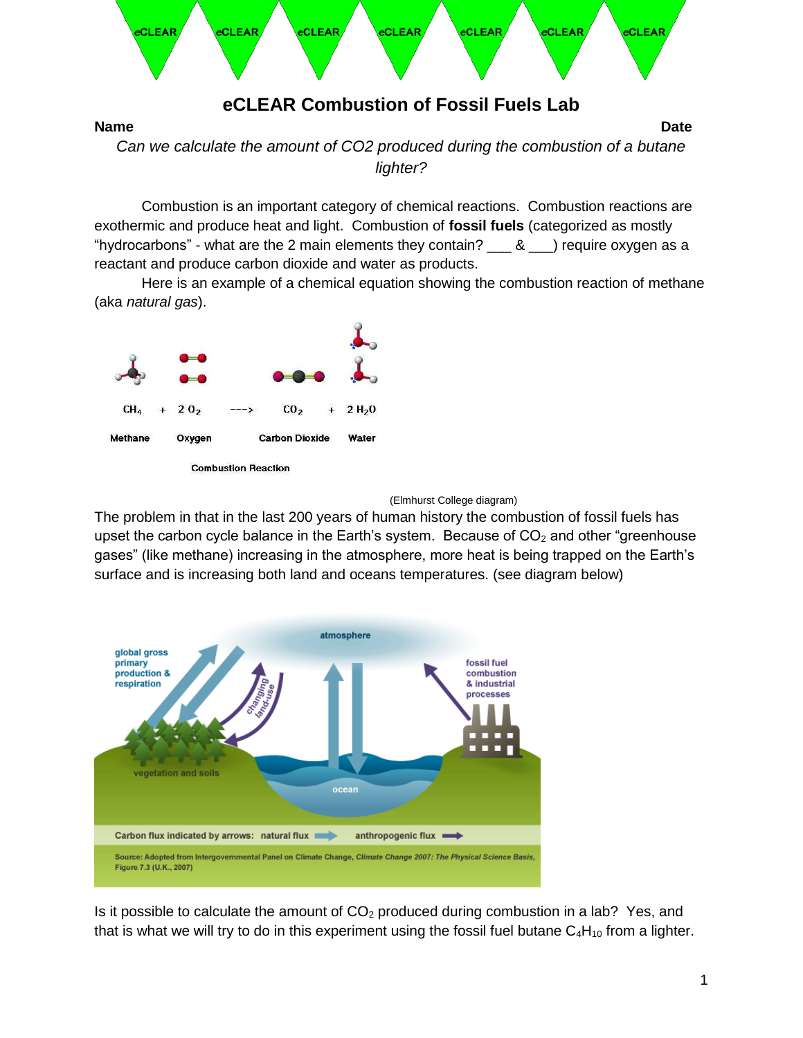# eCLEAR Combustion of Fossil Fuels Lab

**Name** **Date**

*Can we calculate the amount of CO2 produced during the combustion of a butane lighter?*

Combustion is an important category of chemical reactions. Combustion reactions are exothermic and produce heat and light. Combustion of **fossil fuels** (categorized as mostly "hydrocarbons" - what are the 2 main elements they contain? ___ & ___) require oxygen as a reactant and produce carbon dioxide and water as products.

Here is an example of a chemical equation showing the combustion reaction of methane (aka *natural gas*).

$$CH_4 + 2\,O_2 \longrightarrow CO_2 + 2\,H_2O$$

Methane + Oxygen ---> Carbon Dioxide + Water

Combustion Reaction

(Elmhurst College diagram)

The problem in that in the last 200 years of human history the combustion of fossil fuels has upset the carbon cycle balance in the Earth's system. Because of $CO_2$ and other "greenhouse gases" (like methane) increasing in the atmosphere, more heat is being trapped on the Earth's surface and is increasing both land and oceans temperatures. (see diagram below)

Source: Adopted from Intergovernmental Panel on Climate Change, *Climate Change 2007: The Physical Science Basis*, Figure 7.3 (U.K., 2007)

Is it possible to calculate the amount of $CO_2$ produced during combustion in a lab? Yes, and that is what we will try to do in this experiment using the fossil fuel butane $C_4H_{10}$ from a lighter.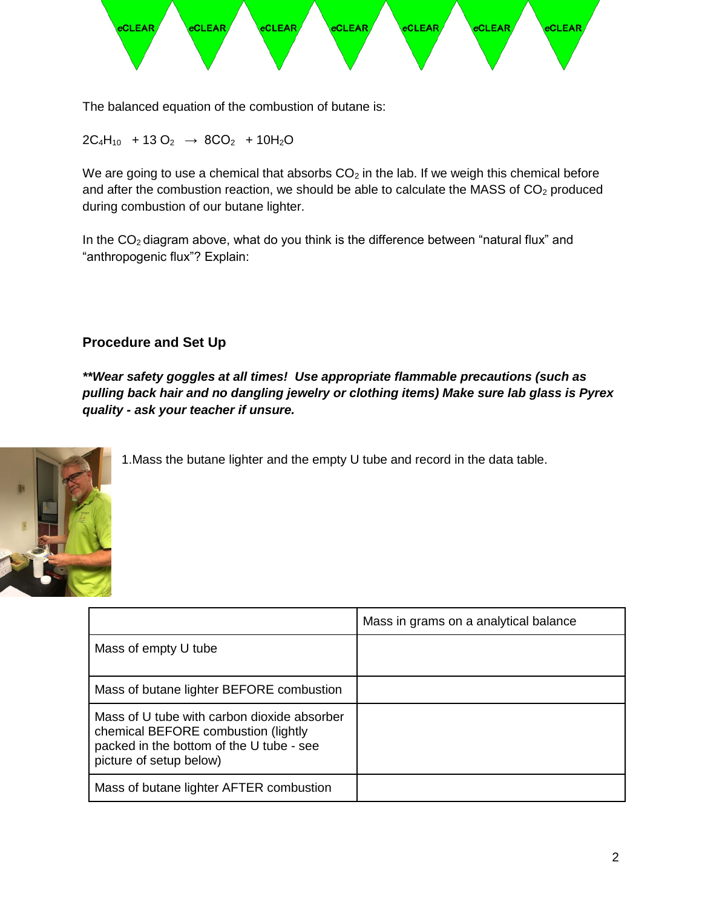The balanced equation of the combustion of butane is:

$2C_4H_{10} + 13\,O_2 \rightarrow 8CO_2 + 10H_2O$

We are going to use a chemical that absorbs $CO_2$ in the lab. If we weigh this chemical before and after the combustion reaction, we should be able to calculate the MASS of $CO_2$ produced during combustion of our butane lighter.

In the $CO_2$ diagram above, what do you think is the difference between "natural flux" and "anthropogenic flux"? Explain:

## Procedure and Set Up

***\*\*Wear safety goggles at all times! Use appropriate flammable precautions (such as pulling back hair and no dangling jewelry or clothing items) Make sure lab glass is Pyrex quality - ask your teacher if unsure.***

1. Mass the butane lighter and the empty U tube and record in the data table.

| | Mass in grams on a analytical balance |
|---|---|
| Mass of empty U tube | |
| Mass of butane lighter BEFORE combustion | |
| Mass of U tube with carbon dioxide absorber chemical BEFORE combustion (lightly packed in the bottom of the U tube - see picture of setup below) | |
| Mass of butane lighter AFTER combustion | |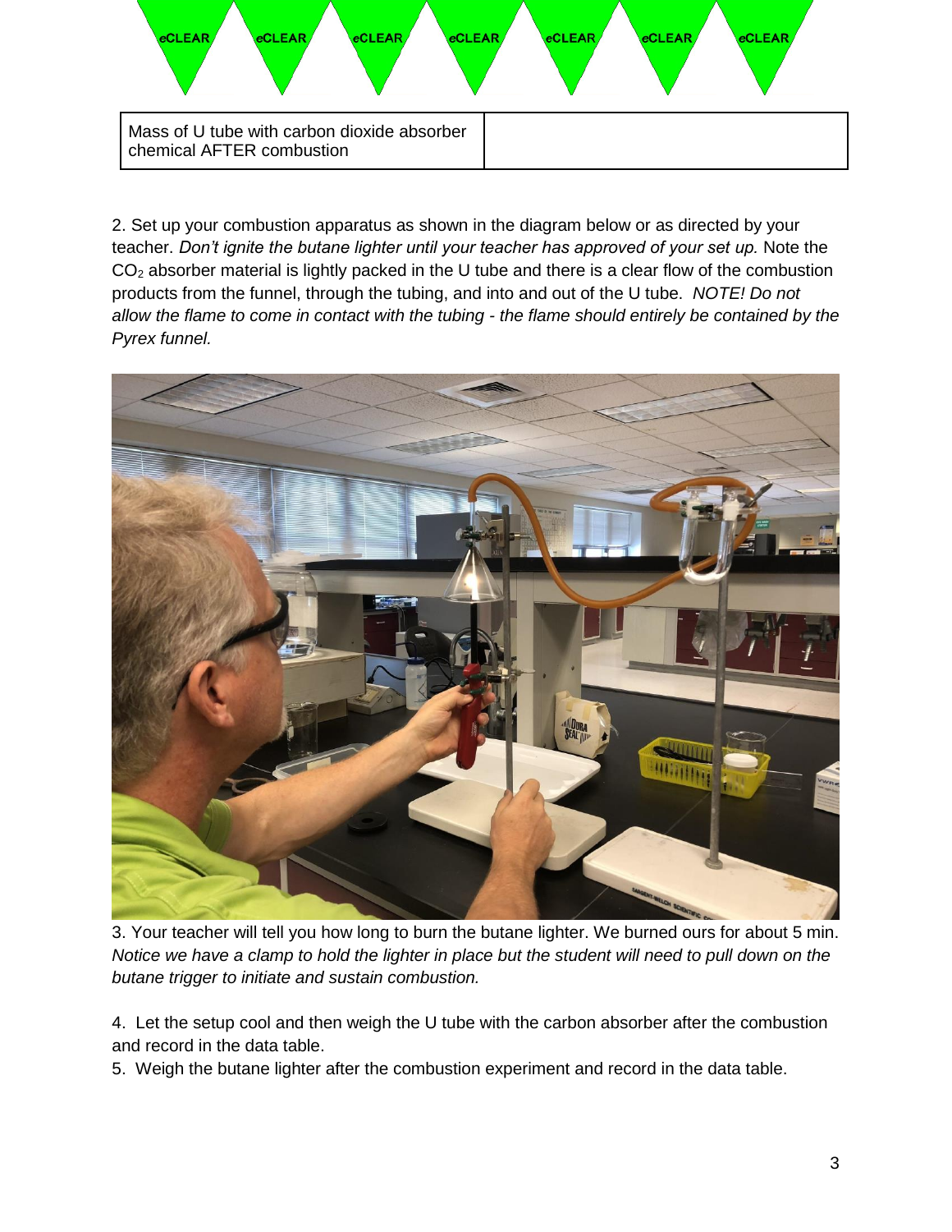| Mass of U tube with carbon dioxide absorber chemical AFTER combustion | |
|---|---|

2. Set up your combustion apparatus as shown in the diagram below or as directed by your teacher. *Don't ignite the butane lighter until your teacher has approved of your set up.* Note the $CO_2$ absorber material is lightly packed in the U tube and there is a clear flow of the combustion products from the funnel, through the tubing, and into and out of the U tube. *NOTE! Do not allow the flame to come in contact with the tubing - the flame should entirely be contained by the Pyrex funnel.*

3. Your teacher will tell you how long to burn the butane lighter. We burned ours for about 5 min. *Notice we have a clamp to hold the lighter in place but the student will need to pull down on the butane trigger to initiate and sustain combustion.*

4. Let the setup cool and then weigh the U tube with the carbon absorber after the combustion and record in the data table.

5. Weigh the butane lighter after the combustion experiment and record in the data table.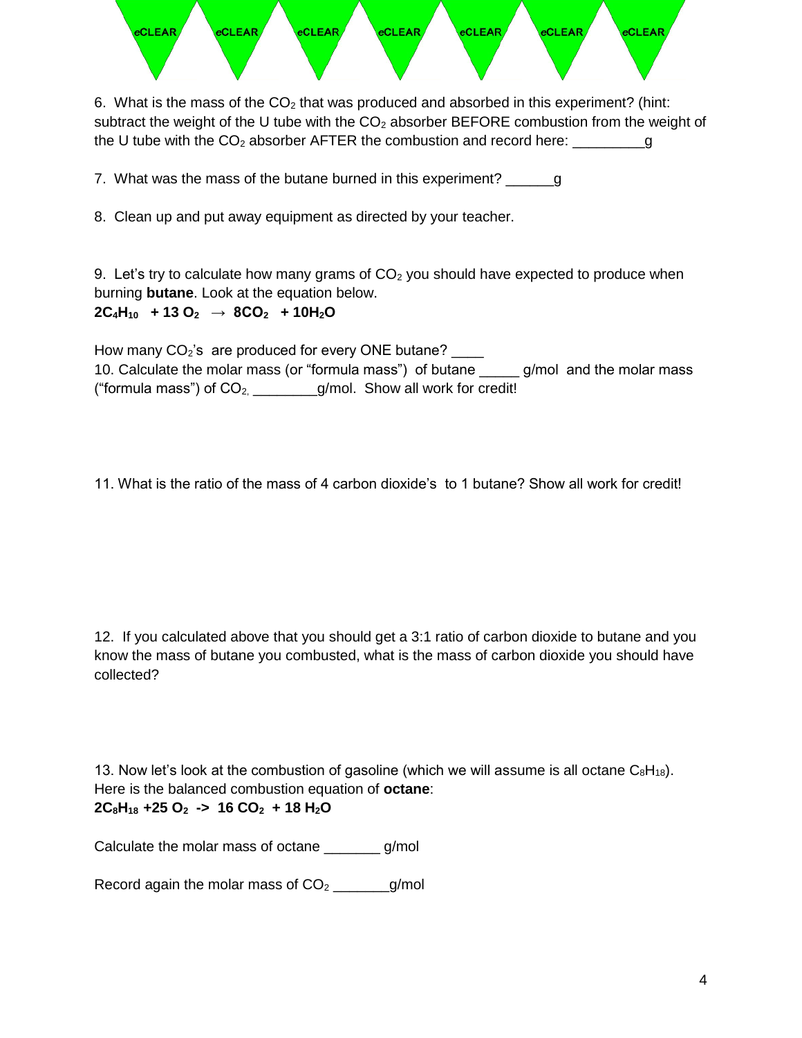6. What is the mass of the $CO_2$ that was produced and absorbed in this experiment? (hint: subtract the weight of the U tube with the $CO_2$ absorber BEFORE combustion from the weight of the U tube with the $CO_2$ absorber AFTER the combustion and record here: _________g

7. What was the mass of the butane burned in this experiment? ______g

8. Clean up and put away equipment as directed by your teacher.

9. Let's try to calculate how many grams of $CO_2$ you should have expected to produce when burning **butane**. Look at the equation below.

$$2C_4H_{10} + 13\,O_2 \rightarrow 8CO_2 + 10H_2O$$

How many $CO_2$'s are produced for every ONE butane? ____

10. Calculate the molar mass (or "formula mass") of butane _____ g/mol and the molar mass ("formula mass") of $CO_2$, ________g/mol. Show all work for credit!

11. What is the ratio of the mass of 4 carbon dioxide's to 1 butane? Show all work for credit!

12. If you calculated above that you should get a 3:1 ratio of carbon dioxide to butane and you know the mass of butane you combusted, what is the mass of carbon dioxide you should have collected?

13. Now let's look at the combustion of gasoline (which we will assume is all octane $C_8H_{18}$). Here is the balanced combustion equation of **octane**:

$$2C_8H_{18} + 25\,O_2 \rightarrow 16\,CO_2 + 18\,H_2O$$

Calculate the molar mass of octane _______ g/mol

Record again the molar mass of $CO_2$ _______g/mol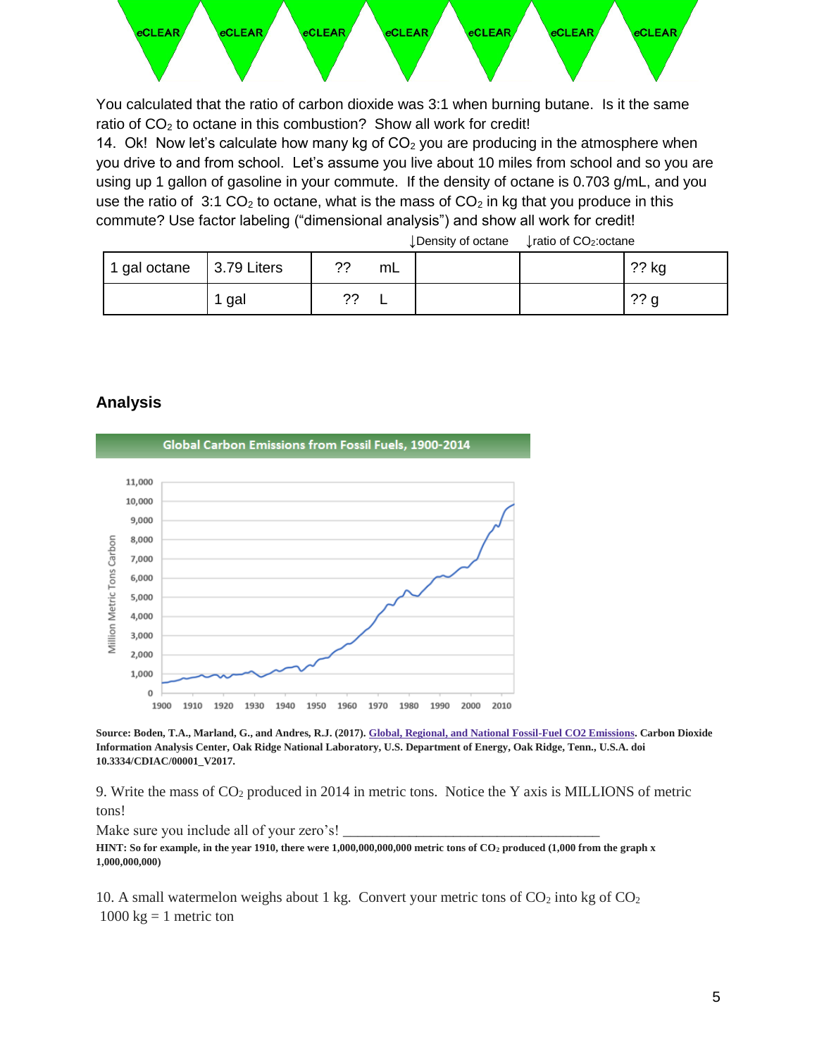You calculated that the ratio of carbon dioxide was 3:1 when burning butane. Is it the same ratio of $CO_2$ to octane in this combustion? Show all work for credit!

14. Ok! Now let's calculate how many kg of $CO_2$ you are producing in the atmosphere when you drive to and from school. Let's assume you live about 10 miles from school and so you are using up 1 gallon of gasoline in your commute. If the density of octane is 0.703 g/mL, and you use the ratio of 3:1 $CO_2$ to octane, what is the mass of $CO_2$ in kg that you produce in this commute? Use factor labeling ("dimensional analysis") and show all work for credit!

| | | | ↓Density of octane | ↓ratio of $CO_2$:octane | |
|---|---|---|---|---|---|
| 1 gal octane | 3.79 Liters | ?? mL | | | ?? kg |
| | 1 gal | ?? L | | | ?? g |

## Analysis

**Global Carbon Emissions from Fossil Fuels, 1900-2014**

Source: Boden, T.A., Marland, G., and Andres, R.J. (2017). Global, Regional, and National Fossil-Fuel CO2 Emissions. Carbon Dioxide Information Analysis Center, Oak Ridge National Laboratory, U.S. Department of Energy, Oak Ridge, Tenn., U.S.A. doi 10.3334/CDIAC/00001_V2017.

9. Write the mass of $CO_2$ produced in 2014 in metric tons. Notice the Y axis is MILLIONS of metric tons!

Make sure you include all of your zero's! ___________________________________

**HINT: So for example, in the year 1910, there were 1,000,000,000,000 metric tons of $CO_2$ produced (1,000 from the graph x 1,000,000,000)**

10. A small watermelon weighs about 1 kg. Convert your metric tons of $CO_2$ into kg of $CO_2$
1000 kg = 1 metric ton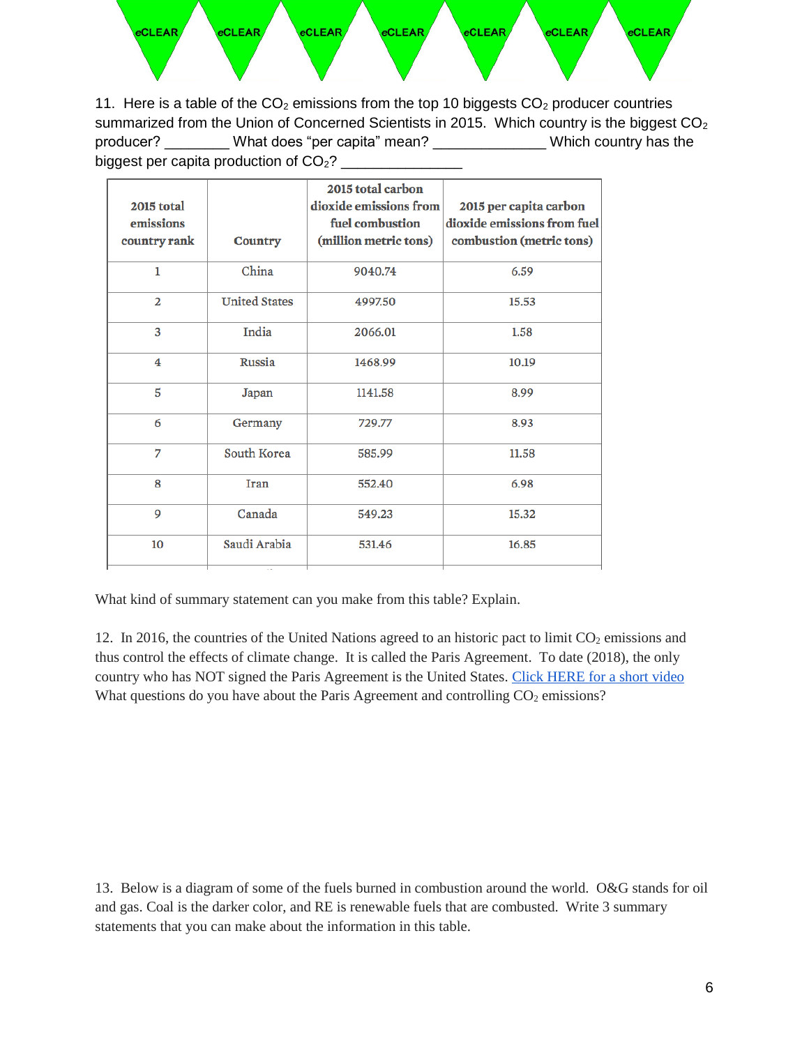11. Here is a table of the $CO_2$ emissions from the top 10 biggests $CO_2$ producer countries summarized from the Union of Concerned Scientists in 2015. Which country is the biggest $CO_2$ producer? ________ What does "per capita" mean? ______________ Which country has the biggest per capita production of $CO_2$? _______________

| 2015 total emissions country rank | Country | 2015 total carbon dioxide emissions from fuel combustion (million metric tons) | 2015 per capita carbon dioxide emissions from fuel combustion (metric tons) |
|---|---|---|---|
| 1 | China | 9040.74 | 6.59 |
| 2 | United States | 4997.50 | 15.53 |
| 3 | India | 2066.01 | 1.58 |
| 4 | Russia | 1468.99 | 10.19 |
| 5 | Japan | 1141.58 | 8.99 |
| 6 | Germany | 729.77 | 8.93 |
| 7 | South Korea | 585.99 | 11.58 |
| 8 | Iran | 552.40 | 6.98 |
| 9 | Canada | 549.23 | 15.32 |
| 10 | Saudi Arabia | 531.46 | 16.85 |

What kind of summary statement can you make from this table? Explain.

12. In 2016, the countries of the United Nations agreed to an historic pact to limit $CO_2$ emissions and thus control the effects of climate change. It is called the Paris Agreement. To date (2018), the only country who has NOT signed the Paris Agreement is the United States. [Click HERE for a short video] What questions do you have about the Paris Agreement and controlling $CO_2$ emissions?

13. Below is a diagram of some of the fuels burned in combustion around the world. O&G stands for oil and gas. Coal is the darker color, and RE is renewable fuels that are combusted. Write 3 summary statements that you can make about the information in this table.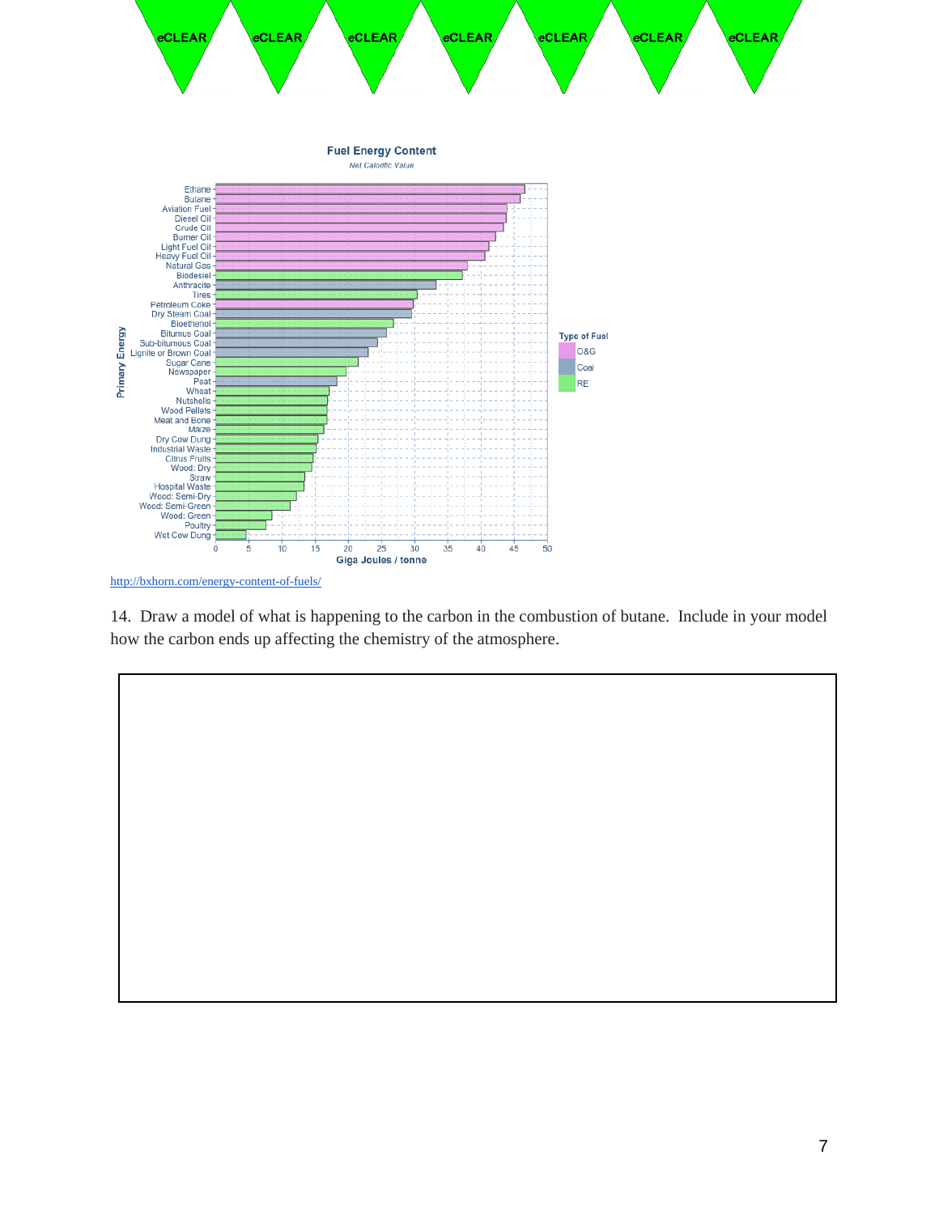eCLEAR eCLEAR eCLEAR eCLEAR eCLEAR eCLEAR eCLEAR

Fuel Energy Content

*Net Calorific Value*

Primary Energy

Ethane
Butane
Aviation Fuel
Diesel Oil
Crude Oil
Burner Oil
Light Fuel Oil
Heavy Fuel Oil
Natural Gas
Biodesiel
Anthracite
Tires
Petroleum Coke
Dry Steam Coal
Bioethenol
Bitumus Coal
Sub-bitumous Coal
Lignite or Brown Coal
Sugar Cane
Newspaper
Peat
Wheat
Nutshells
Wood Pellets
Meat and Bone
Maize
Dry Cow Dung
Industrial Waste
Citrus Fruits
Wood: Dry
Straw
Hospital Waste
Wood: Semi-Dry
Wood: Semi-Green
Wood: Green
Poultry
Wet Cow Dung

0 5 10 15 20 25 30 35 40 45 50

Giga Joules / tonne

Type of Fuel

O&G

Coal

RE

http://bxhorn.com/energy-content-of-fuels/

14. Draw a model of what is happening to the carbon in the combustion of butane. Include in your model how the carbon ends up affecting the chemistry of the atmosphere.